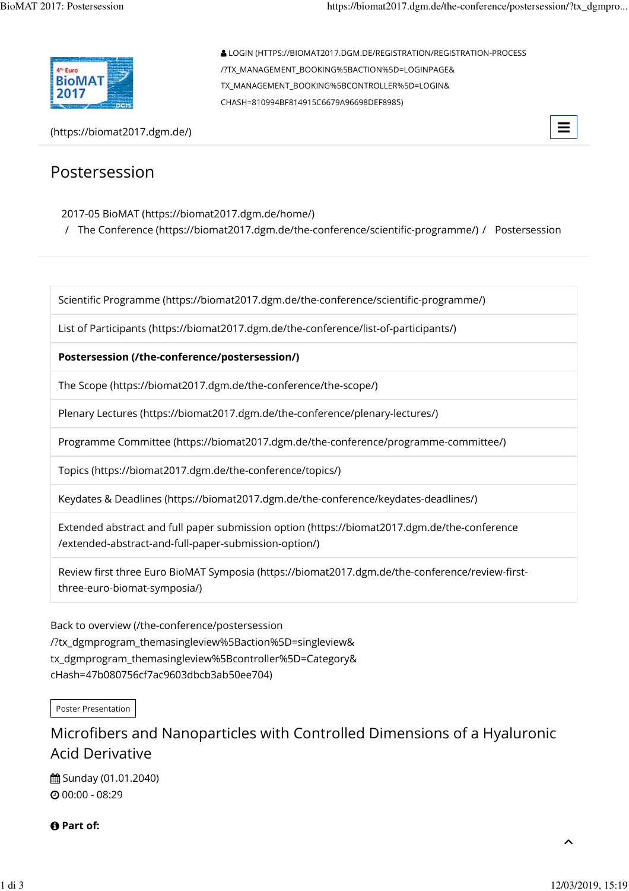LOGIN (HTTPS://BIOMAT2017.DGM.DE/REGISTRATION/REGISTRATION-PROCESS/?TX_MANAGEMENT_BOOKING%5BACTION%5D=LOGINPAGE&TX_MANAGEMENT_BOOKING%5BCONTROLLER%5D=LOGIN&CHASH=810994BF814915C6679A96698DEF8985)

(https://biomat2017.dgm.de/)

# Postersession

2017-05 BioMAT (https://biomat2017.dgm.de/home/) / The Conference (https://biomat2017.dgm.de/the-conference/scientific-programme/) / Postersession

- Scientific Programme (https://biomat2017.dgm.de/the-conference/scientific-programme/)
- List of Participants (https://biomat2017.dgm.de/the-conference/list-of-participants/)
- **Postersession (/the-conference/postersession/)**
- The Scope (https://biomat2017.dgm.de/the-conference/the-scope/)
- Plenary Lectures (https://biomat2017.dgm.de/the-conference/plenary-lectures/)
- Programme Committee (https://biomat2017.dgm.de/the-conference/programme-committee/)
- Topics (https://biomat2017.dgm.de/the-conference/topics/)
- Keydates & Deadlines (https://biomat2017.dgm.de/the-conference/keydates-deadlines/)
- Extended abstract and full paper submission option (https://biomat2017.dgm.de/the-conference/extended-abstract-and-full-paper-submission-option/)
- Review first three Euro BioMAT Symposia (https://biomat2017.dgm.de/the-conference/review-first-three-euro-biomat-symposia/)

Back to overview (/the-conference/postersession/?tx_dgmprogram_themasingleview%5Baction%5D=singleview&tx_dgmprogram_themasingleview%5Bcontroller%5D=Category&cHash=47b080756cf7ac9603dbcb3ab50ee704)

Poster Presentation

## Microfibers and Nanoparticles with Controlled Dimensions of a Hyaluronic Acid Derivative

Sunday (01.01.2040)

00:00 - 08:29

**Part of:**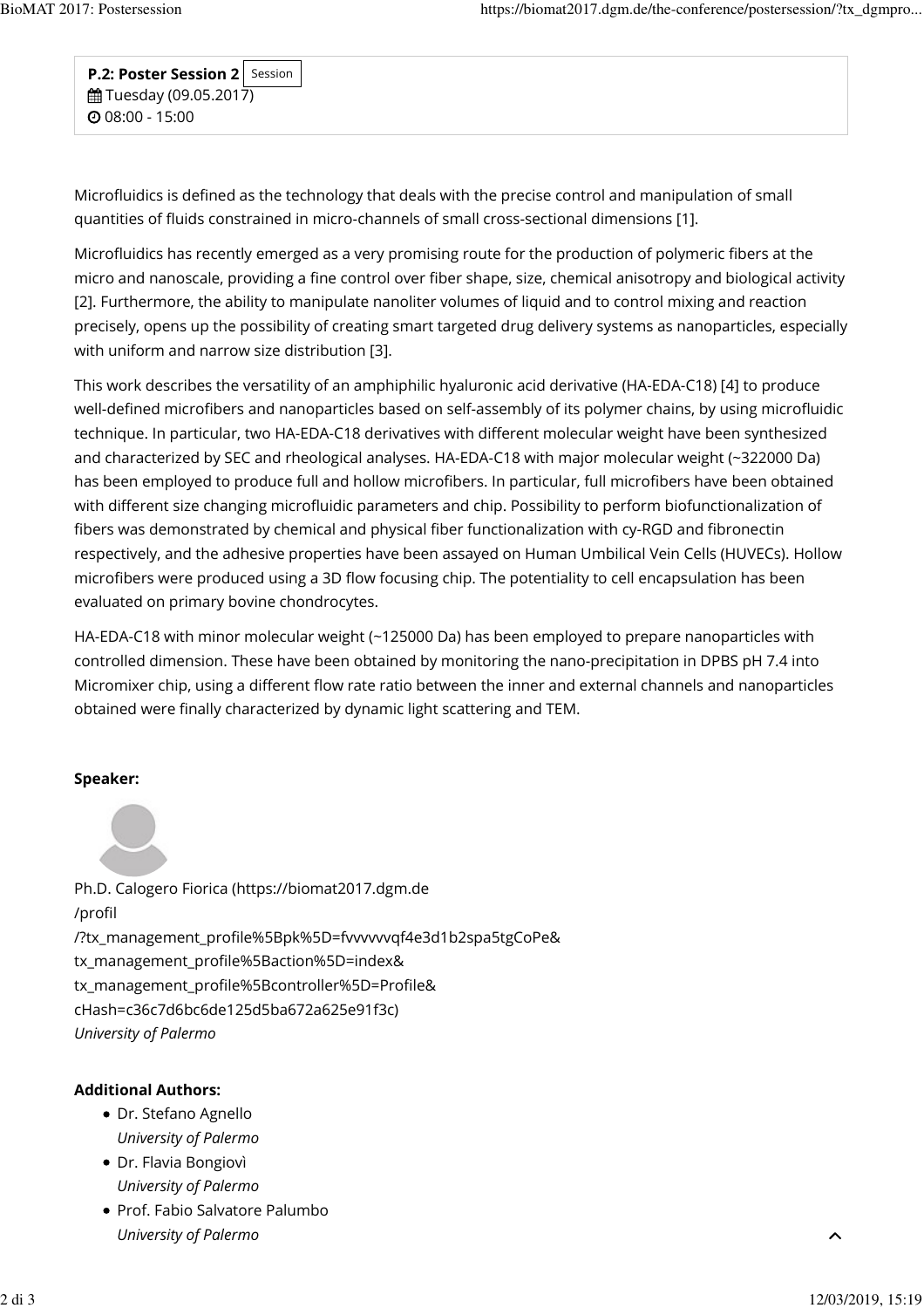**P.2: Poster Session 2** Session
Tuesday (09.05.2017)
08:00 - 15:00

Microfluidics is defined as the technology that deals with the precise control and manipulation of small quantities of fluids constrained in micro-channels of small cross-sectional dimensions [1].

Microfluidics has recently emerged as a very promising route for the production of polymeric fibers at the micro and nanoscale, providing a fine control over fiber shape, size, chemical anisotropy and biological activity [2]. Furthermore, the ability to manipulate nanoliter volumes of liquid and to control mixing and reaction precisely, opens up the possibility of creating smart targeted drug delivery systems as nanoparticles, especially with uniform and narrow size distribution [3].

This work describes the versatility of an amphiphilic hyaluronic acid derivative (HA-EDA-C18) [4] to produce well-defined microfibers and nanoparticles based on self-assembly of its polymer chains, by using microfluidic technique. In particular, two HA-EDA-C18 derivatives with different molecular weight have been synthesized and characterized by SEC and rheological analyses. HA-EDA-C18 with major molecular weight (~322000 Da) has been employed to produce full and hollow microfibers. In particular, full microfibers have been obtained with different size changing microfluidic parameters and chip. Possibility to perform biofunctionalization of fibers was demonstrated by chemical and physical fiber functionalization with cy-RGD and fibronectin respectively, and the adhesive properties have been assayed on Human Umbilical Vein Cells (HUVECs). Hollow microfibers were produced using a 3D flow focusing chip. The potentiality to cell encapsulation has been evaluated on primary bovine chondrocytes.

HA-EDA-C18 with minor molecular weight (~125000 Da) has been employed to prepare nanoparticles with controlled dimension. These have been obtained by monitoring the nano-precipitation in DPBS pH 7.4 into Micromixer chip, using a different flow rate ratio between the inner and external channels and nanoparticles obtained were finally characterized by dynamic light scattering and TEM.

**Speaker:**

Ph.D. Calogero Fiorica (https://biomat2017.dgm.de/profil/?tx_management_profile%5Bpk%5D=fvvvvvvqf4e3d1b2spa5tgCoPe&tx_management_profile%5Baction%5D=index&tx_management_profile%5Bcontroller%5D=Profile&cHash=c36c7d6bc6de125d5ba672a625e91f3c)
*University of Palermo*

**Additional Authors:**

- Dr. Stefano Agnello
  *University of Palermo*
- Dr. Flavia Bongiovì
  *University of Palermo*
- Prof. Fabio Salvatore Palumbo
  *University of Palermo*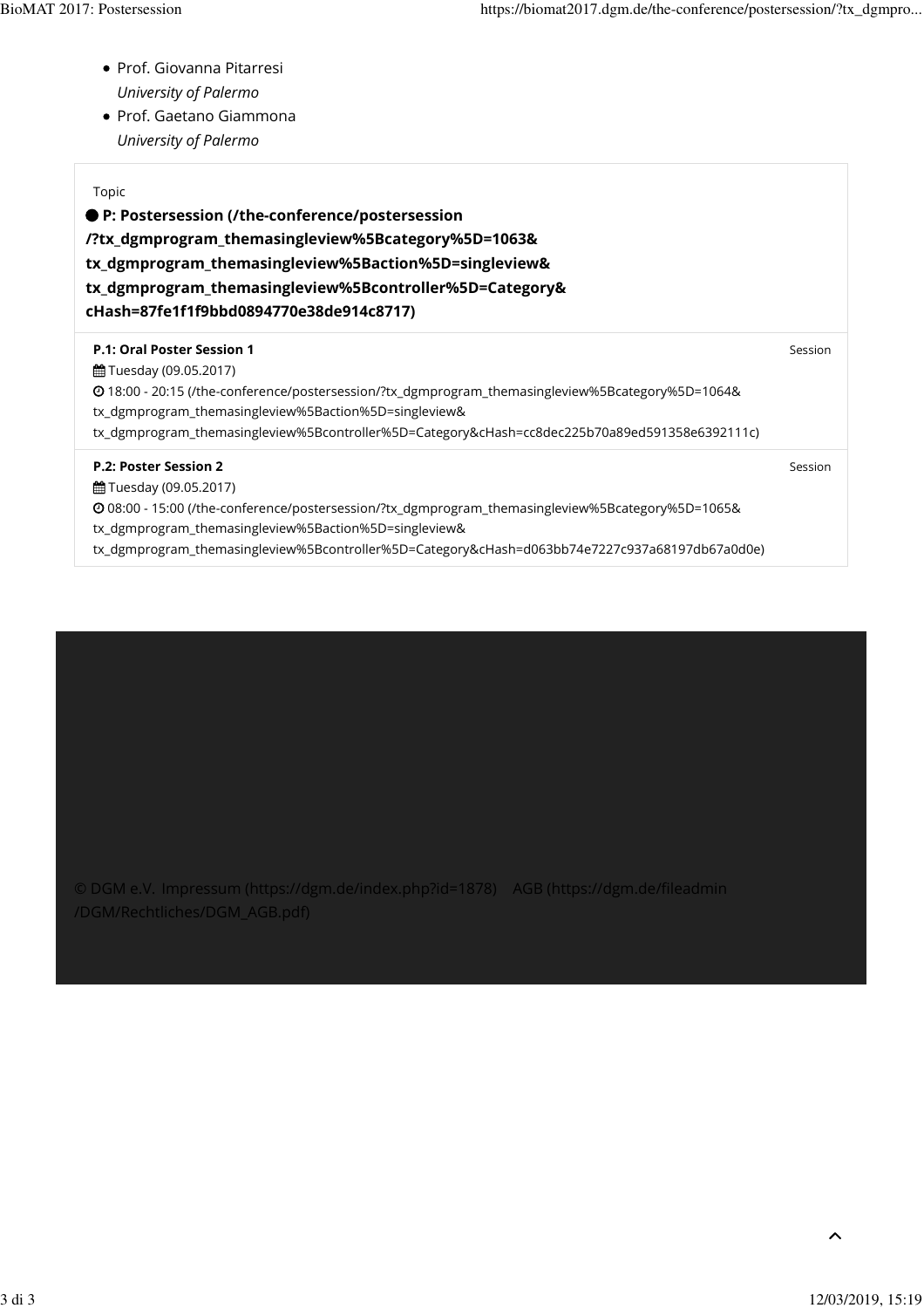- Prof. Giovanna Pitarresi
  *University of Palermo*
- Prof. Gaetano Giammona
  *University of Palermo*

Topic

● **P: Postersession (/the-conference/postersession/?tx_dgmprogram_themasingleview%5Bcategory%5D=1063&tx_dgmprogram_themasingleview%5Baction%5D=singleview&tx_dgmprogram_themasingleview%5Bcontroller%5D=Category&cHash=87fe1f1f9bbd0894770e38de914c8717)**

**P.1: Oral Poster Session 1** — Session

Tuesday (09.05.2017)

18:00 - 20:15 (/the-conference/postersession/?tx_dgmprogram_themasingleview%5Bcategory%5D=1064&tx_dgmprogram_themasingleview%5Baction%5D=singleview&tx_dgmprogram_themasingleview%5Bcontroller%5D=Category&cHash=cc8dec225b70a89ed591358e6392111c)

**P.2: Poster Session 2** — Session

Tuesday (09.05.2017)

08:00 - 15:00 (/the-conference/postersession/?tx_dgmprogram_themasingleview%5Bcategory%5D=1065&tx_dgmprogram_themasingleview%5Baction%5D=singleview&tx_dgmprogram_themasingleview%5Bcontroller%5D=Category&cHash=d063bb74e7227c937a68197db67a0d0e)

© DGM e.V. Impressum (https://dgm.de/index.php?id=1878) AGB (https://dgm.de/fileadmin/DGM/Rechtliches/DGM_AGB.pdf)